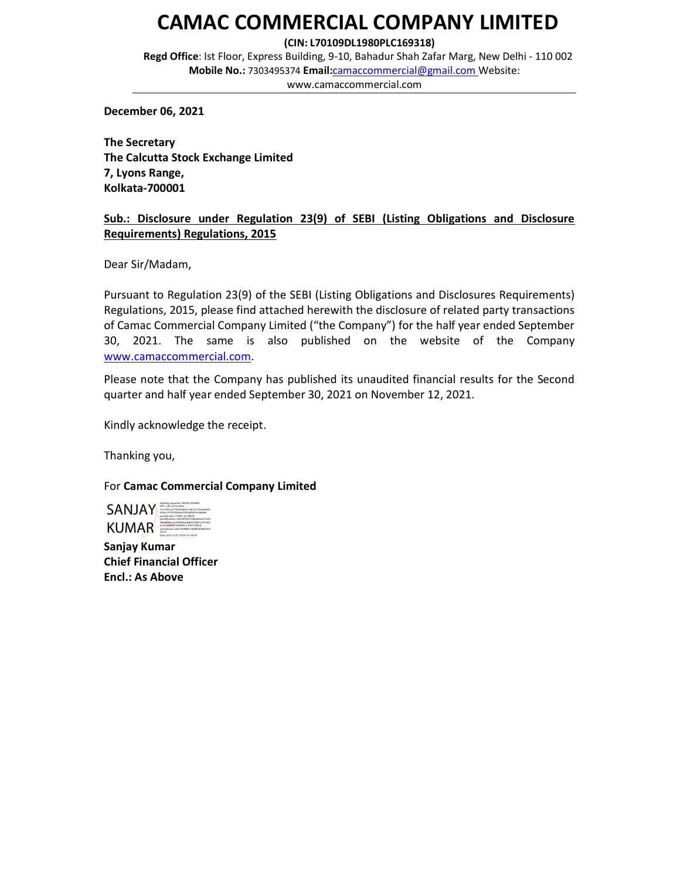# CAMAC COMMERCIAL COMPANY LIMITED

**(CIN: L70109DL1980PLC169318)**

**Regd Office**: Ist Floor, Express Building, 9-10, Bahadur Shah Zafar Marg, New Delhi - 110 002

**Mobile No.:** 7303495374 **Email:**camaccommercial@gmail.com Website: www.camaccommercial.com

**December 06, 2021**

**The Secretary**
**The Calcutta Stock Exchange Limited**
**7, Lyons Range,**
**Kolkata-700001**

**Sub.: Disclosure under Regulation 23(9) of SEBI (Listing Obligations and Disclosure Requirements) Regulations, 2015**

Dear Sir/Madam,

Pursuant to Regulation 23(9) of the SEBI (Listing Obligations and Disclosures Requirements) Regulations, 2015, please find attached herewith the disclosure of related party transactions of Camac Commercial Company Limited ("the Company") for the half year ended September 30, 2021. The same is also published on the website of the Company www.camaccommercial.com.

Please note that the Company has published its unaudited financial results for the Second quarter and half year ended September 30, 2021 on November 12, 2021.

Kindly acknowledge the receipt.

Thanking you,

For **Camac Commercial Company Limited**

SANJAY KUMAR

**Sanjay Kumar**
**Chief Financial Officer**
**Encl.: As Above**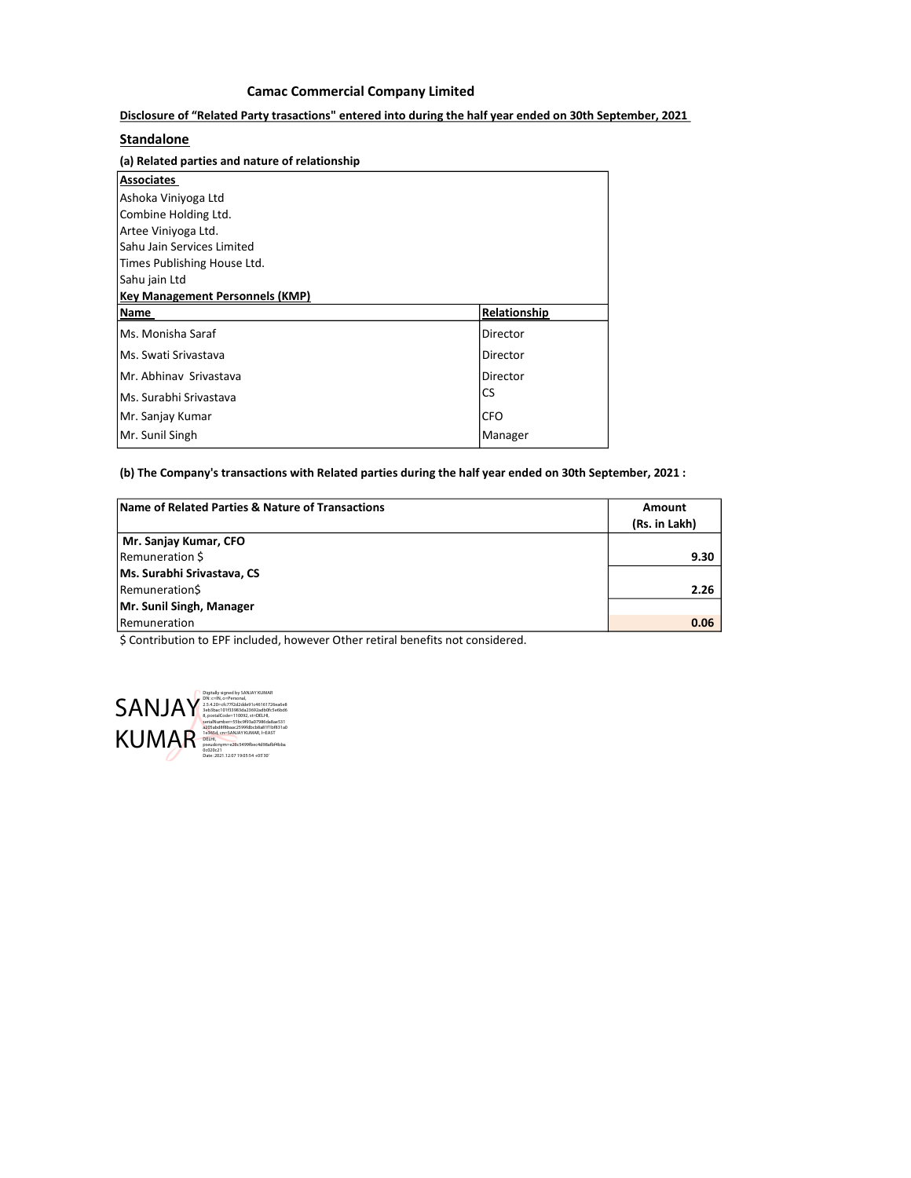# Camac Commercial Company Limited

**Disclosure of "Related Party trasactions" entered into during the half year ended on 30th September, 2021**

## Standalone

**(a) Related parties and nature of relationship**

| | |
|---|---|
| **Associates** | |
| Ashoka Viniyoga Ltd | |
| Combine Holding Ltd. | |
| Artee Viniyoga Ltd. | |
| Sahu Jain Services Limited | |
| Times Publishing House Ltd. | |
| Sahu jain Ltd | |
| **Key Management Personnels (KMP)** | |
| **Name** | **Relationship** |
| Ms. Monisha Saraf | Director |
| Ms. Swati Srivastava | Director |
| Mr. Abhinav Srivastava | Director |
| Ms. Surabhi Srivastava | CS |
| Mr. Sanjay Kumar | CFO |
| Mr. Sunil Singh | Manager |

**(b) The Company's transactions with Related parties during the half year ended on 30th September, 2021 :**

| Name of Related Parties & Nature of Transactions | Amount (Rs. in Lakh) |
|---|---|
| **Mr. Sanjay Kumar, CFO** | |
| Remuneration $ | **9.30** |
| **Ms. Surabhi Srivastava, CS** | |
| Remuneration$ | **2.26** |
| **Mr. Sunil Singh, Manager** | |
| Remuneration | **0.06** |

$ Contribution to EPF included, however Other retiral benefits not considered.

SANJAY KUMAR

Digitally signed by SANJAY KUMAR
Date: 2021.12.07 19:05:54 +05'30'